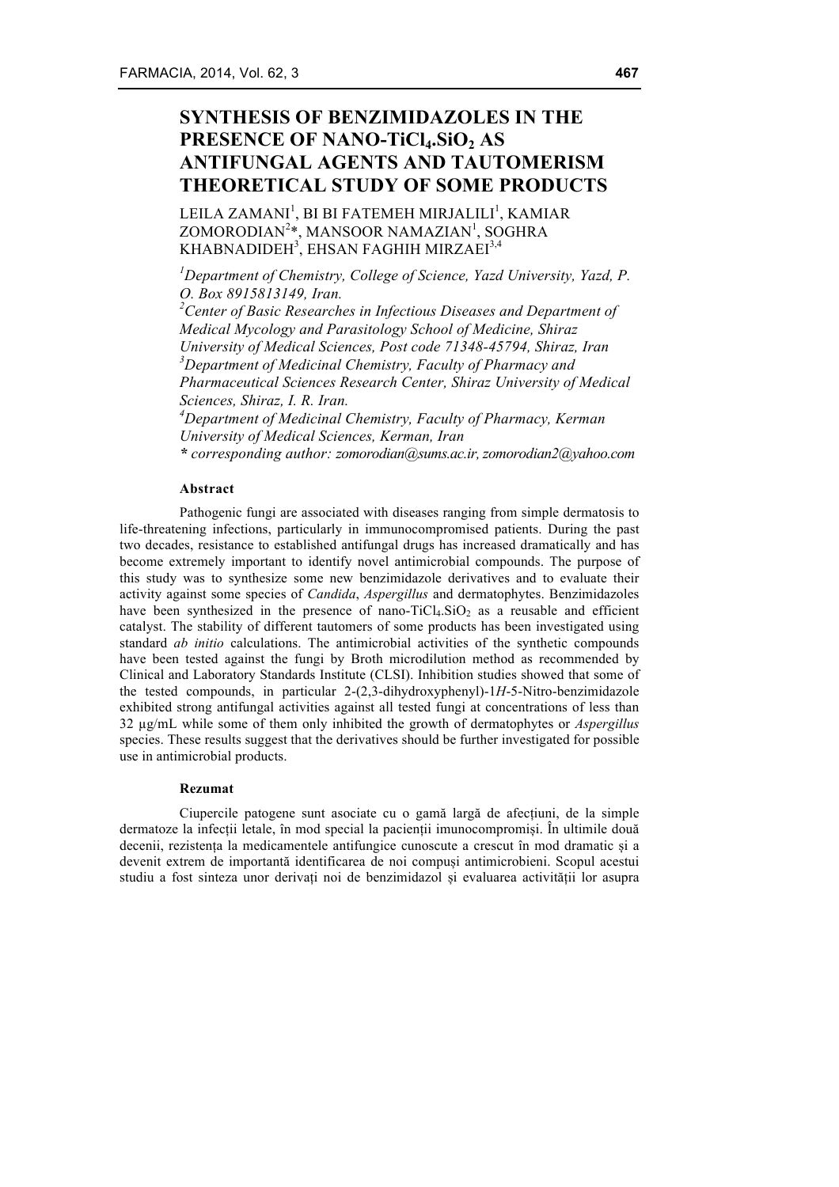# SYNTHESIS OF BENZIMIDAZOLES IN THE PRESENCE OF NANO-$TiCl_4.SiO_2$ AS ANTIFUNGAL AGENTS AND TAUTOMERISM THEORETICAL STUDY OF SOME PRODUCTS

LEILA ZAMANI[1], BI BI FATEMEH MIRJALILI[1], KAMIAR ZOMORODIAN[2]*, MANSOOR NAMAZIAN[1], SOGHRA KHABNADIDEH[3], EHSAN FAGHIH MIRZAEI[3,4]

[1]*Department of Chemistry, College of Science, Yazd University, Yazd, P. O. Box 8915813149, Iran.*

[2]*Center of Basic Researches in Infectious Diseases and Department of Medical Mycology and Parasitology School of Medicine, Shiraz University of Medical Sciences, Post code 71348-45794, Shiraz, Iran*

[3]*Department of Medicinal Chemistry, Faculty of Pharmacy and Pharmaceutical Sciences Research Center, Shiraz University of Medical Sciences, Shiraz, I. R. Iran.*

[4]*Department of Medicinal Chemistry, Faculty of Pharmacy, Kerman University of Medical Sciences, Kerman, Iran*

*** *corresponding author: zomorodian@sums.ac.ir, zomorodian2@yahoo.com*

### Abstract

Pathogenic fungi are associated with diseases ranging from simple dermatosis to life-threatening infections, particularly in immunocompromised patients. During the past two decades, resistance to established antifungal drugs has increased dramatically and has become extremely important to identify novel antimicrobial compounds. The purpose of this study was to synthesize some new benzimidazole derivatives and to evaluate their activity against some species of *Candida*, *Aspergillus* and dermatophytes. Benzimidazoles have been synthesized in the presence of nano-$TiCl_4.SiO_2$ as a reusable and efficient catalyst. The stability of different tautomers of some products has been investigated using standard *ab initio* calculations. The antimicrobial activities of the synthetic compounds have been tested against the fungi by Broth microdilution method as recommended by Clinical and Laboratory Standards Institute (CLSI). Inhibition studies showed that some of the tested compounds, in particular 2-(2,3-dihydroxyphenyl)-1*H*-5-Nitro-benzimidazole exhibited strong antifungal activities against all tested fungi at concentrations of less than 32 µg/mL while some of them only inhibited the growth of dermatophytes or *Aspergillus* species. These results suggest that the derivatives should be further investigated for possible use in antimicrobial products.

### Rezumat

Ciupercile patogene sunt asociate cu o gamă largă de afecțiuni, de la simple dermatoze la infecții letale, în mod special la pacienții imunocompromiși. În ultimile două decenii, rezistența la medicamentele antifungice cunoscute a crescut în mod dramatic și a devenit extrem de importantă identificarea de noi compuși antimicrobieni. Scopul acestui studiu a fost sinteza unor derivați noi de benzimidazol și evaluarea activității lor asupra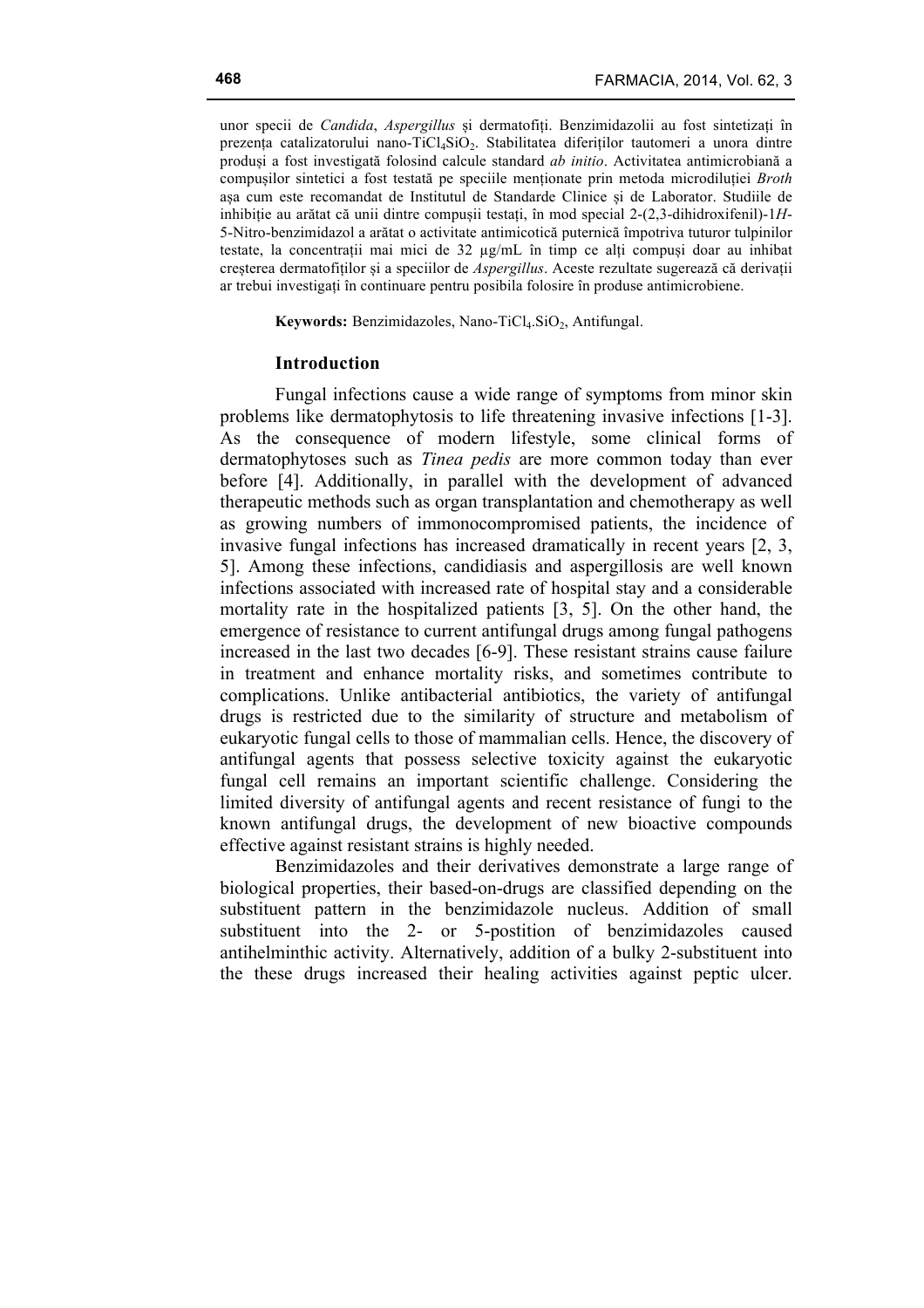unor specii de *Candida*, *Aspergillus* și dermatofiți. Benzimidazolii au fost sintetizați în prezența catalizatorului nano-$TiCl_4SiO_2$. Stabilitatea diferiților tautomeri a unora dintre produși a fost investigată folosind calcule standard *ab initio*. Activitatea antimicrobiană a compușilor sintetici a fost testată pe speciile menționate prin metoda microdiluției *Broth* așa cum este recomandat de Institutul de Standarde Clinice și de Laborator. Studiile de inhibiție au arătat că unii dintre compușii testați, în mod special 2-(2,3-dihidroxifenil)-1*H*-5-Nitro-benzimidazol a arătat o activitate antimicotică puternică împotriva tuturor tulpinilor testate, la concentrații mai mici de 32 µg/mL în timp ce alți compuși doar au inhibat creșterea dermatofiților și a speciilor de *Aspergillus*. Aceste rezultate sugerează că derivații ar trebui investigați în continuare pentru posibila folosire în produse antimicrobiene.

**Keywords:** Benzimidazoles, Nano-$TiCl_4.SiO_2$, Antifungal.

## Introduction

Fungal infections cause a wide range of symptoms from minor skin problems like dermatophytosis to life threatening invasive infections [1-3]. As the consequence of modern lifestyle, some clinical forms of dermatophytoses such as *Tinea pedis* are more common today than ever before [4]. Additionally, in parallel with the development of advanced therapeutic methods such as organ transplantation and chemotherapy as well as growing numbers of immonocompromised patients, the incidence of invasive fungal infections has increased dramatically in recent years [2, 3, 5]. Among these infections, candidiasis and aspergillosis are well known infections associated with increased rate of hospital stay and a considerable mortality rate in the hospitalized patients [3, 5]. On the other hand, the emergence of resistance to current antifungal drugs among fungal pathogens increased in the last two decades [6-9]. These resistant strains cause failure in treatment and enhance mortality risks, and sometimes contribute to complications. Unlike antibacterial antibiotics, the variety of antifungal drugs is restricted due to the similarity of structure and metabolism of eukaryotic fungal cells to those of mammalian cells. Hence, the discovery of antifungal agents that possess selective toxicity against the eukaryotic fungal cell remains an important scientific challenge. Considering the limited diversity of antifungal agents and recent resistance of fungi to the known antifungal drugs, the development of new bioactive compounds effective against resistant strains is highly needed.

Benzimidazoles and their derivatives demonstrate a large range of biological properties, their based-on-drugs are classified depending on the substituent pattern in the benzimidazole nucleus. Addition of small substituent into the 2- or 5-postition of benzimidazoles caused antihelminthic activity. Alternatively, addition of a bulky 2-substituent into the these drugs increased their healing activities against peptic ulcer.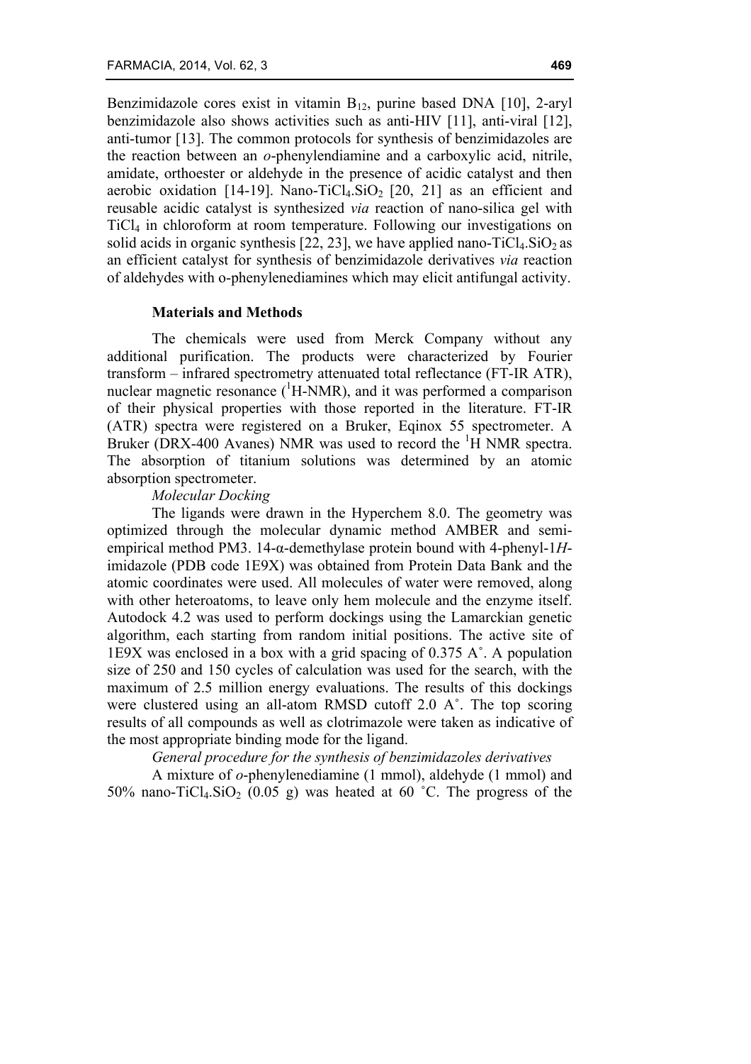Benzimidazole cores exist in vitamin $B_{12}$, purine based DNA [10], 2-aryl benzimidazole also shows activities such as anti-HIV [11], anti-viral [12], anti-tumor [13]. The common protocols for synthesis of benzimidazoles are the reaction between an *o*-phenylendiamine and a carboxylic acid, nitrile, amidate, orthoester or aldehyde in the presence of acidic catalyst and then aerobic oxidation [14-19]. Nano-$TiCl_4.SiO_2$ [20, 21] as an efficient and reusable acidic catalyst is synthesized *via* reaction of nano-silica gel with $TiCl_4$ in chloroform at room temperature. Following our investigations on solid acids in organic synthesis [22, 23], we have applied nano-$TiCl_4.SiO_2$ as an efficient catalyst for synthesis of benzimidazole derivatives *via* reaction of aldehydes with o-phenylenediamines which may elicit antifungal activity.

## Materials and Methods

The chemicals were used from Merck Company without any additional purification. The products were characterized by Fourier transform – infrared spectrometry attenuated total reflectance (FT-IR ATR), nuclear magnetic resonance ($^1$H-NMR), and it was performed a comparison of their physical properties with those reported in the literature. FT-IR (ATR) spectra were registered on a Bruker, Eqinox 55 spectrometer. A Bruker (DRX-400 Avanes) NMR was used to record the $^1$H NMR spectra. The absorption of titanium solutions was determined by an atomic absorption spectrometer.

*Molecular Docking*

The ligands were drawn in the Hyperchem 8.0. The geometry was optimized through the molecular dynamic method AMBER and semi-empirical method PM3. 14-α-demethylase protein bound with 4-phenyl-1*H*-imidazole (PDB code 1E9X) was obtained from Protein Data Bank and the atomic coordinates were used. All molecules of water were removed, along with other heteroatoms, to leave only hem molecule and the enzyme itself. Autodock 4.2 was used to perform dockings using the Lamarckian genetic algorithm, each starting from random initial positions. The active site of 1E9X was enclosed in a box with a grid spacing of 0.375 A˚. A population size of 250 and 150 cycles of calculation was used for the search, with the maximum of 2.5 million energy evaluations. The results of this dockings were clustered using an all-atom RMSD cutoff 2.0 A˚. The top scoring results of all compounds as well as clotrimazole were taken as indicative of the most appropriate binding mode for the ligand.

*General procedure for the synthesis of benzimidazoles derivatives*

A mixture of *o*-phenylenediamine (1 mmol), aldehyde (1 mmol) and 50% nano-$TiCl_4.SiO_2$ (0.05 g) was heated at 60 ˚C. The progress of the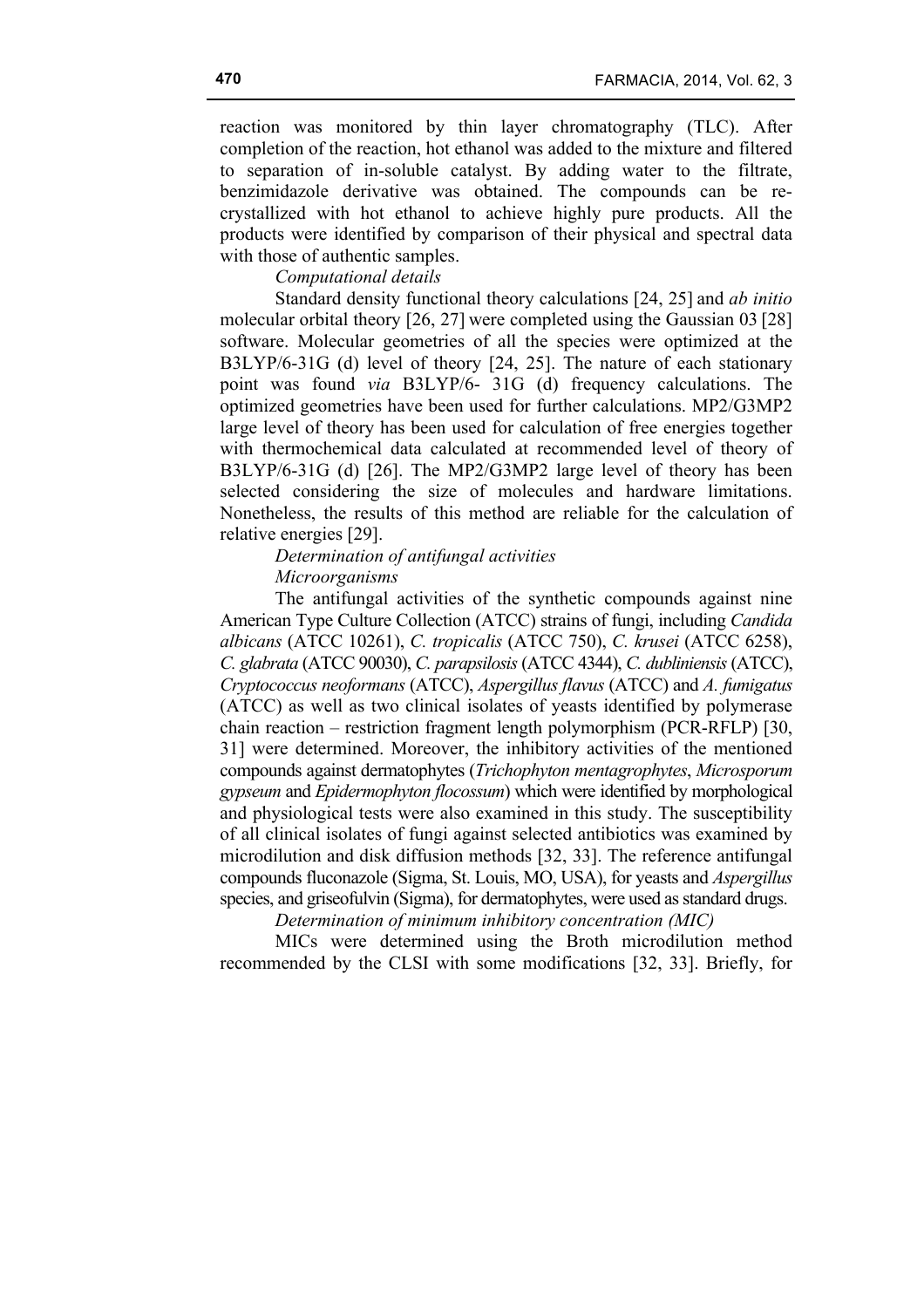reaction was monitored by thin layer chromatography (TLC). After completion of the reaction, hot ethanol was added to the mixture and filtered to separation of in-soluble catalyst. By adding water to the filtrate, benzimidazole derivative was obtained. The compounds can be re-crystallized with hot ethanol to achieve highly pure products. All the products were identified by comparison of their physical and spectral data with those of authentic samples.

*Computational details*

Standard density functional theory calculations [24, 25] and *ab initio* molecular orbital theory [26, 27] were completed using the Gaussian 03 [28] software. Molecular geometries of all the species were optimized at the B3LYP/6-31G (d) level of theory [24, 25]. The nature of each stationary point was found *via* B3LYP/6- 31G (d) frequency calculations. The optimized geometries have been used for further calculations. MP2/G3MP2 large level of theory has been used for calculation of free energies together with thermochemical data calculated at recommended level of theory of B3LYP/6-31G (d) [26]. The MP2/G3MP2 large level of theory has been selected considering the size of molecules and hardware limitations. Nonetheless, the results of this method are reliable for the calculation of relative energies [29].

*Determination of antifungal activities*

*Microorganisms*

The antifungal activities of the synthetic compounds against nine American Type Culture Collection (ATCC) strains of fungi, including *Candida albicans* (ATCC 10261), *C. tropicalis* (ATCC 750), *C. krusei* (ATCC 6258), *C. glabrata* (ATCC 90030), *C. parapsilosis* (ATCC 4344), *C. dubliniensis* (ATCC), *Cryptococcus neoformans* (ATCC), *Aspergillus flavus* (ATCC) and *A. fumigatus* (ATCC) as well as two clinical isolates of yeasts identified by polymerase chain reaction – restriction fragment length polymorphism (PCR-RFLP) [30, 31] were determined. Moreover, the inhibitory activities of the mentioned compounds against dermatophytes (*Trichophyton mentagrophytes*, *Microsporum gypseum* and *Epidermophyton flocossum*) which were identified by morphological and physiological tests were also examined in this study. The susceptibility of all clinical isolates of fungi against selected antibiotics was examined by microdilution and disk diffusion methods [32, 33]. The reference antifungal compounds fluconazole (Sigma, St. Louis, MO, USA), for yeasts and *Aspergillus* species, and griseofulvin (Sigma), for dermatophytes, were used as standard drugs.

*Determination of minimum inhibitory concentration (MIC)*

MICs were determined using the Broth microdilution method recommended by the CLSI with some modifications [32, 33]. Briefly, for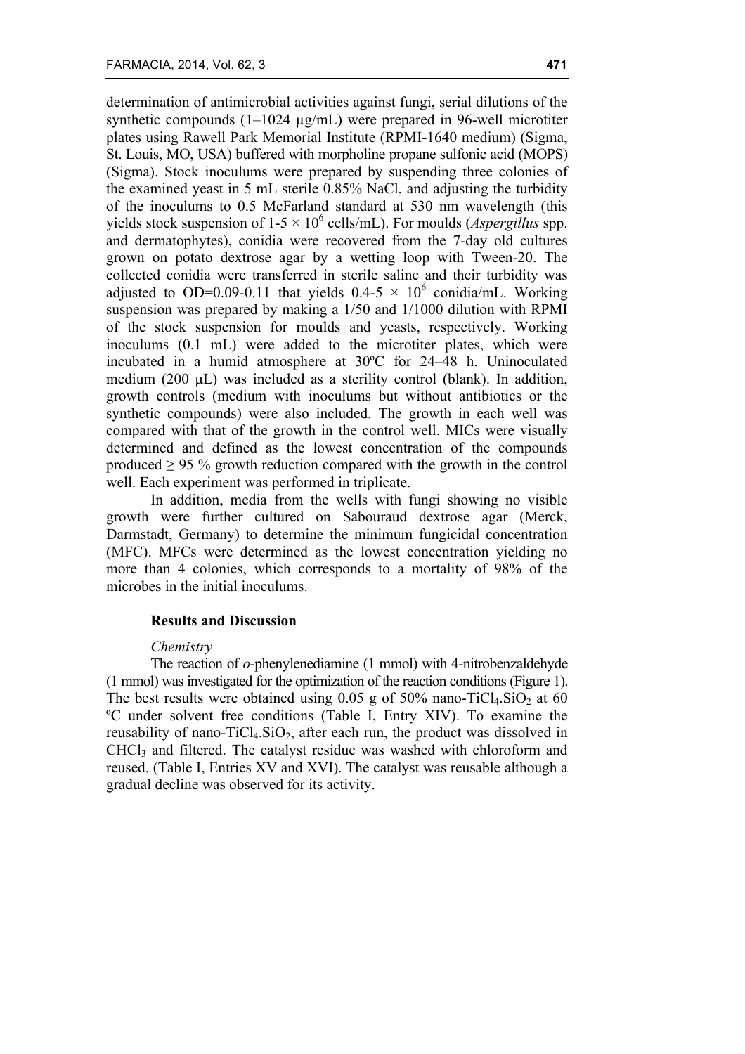determination of antimicrobial activities against fungi, serial dilutions of the synthetic compounds (1–1024 µg/mL) were prepared in 96-well microtiter plates using Rawell Park Memorial Institute (RPMI-1640 medium) (Sigma, St. Louis, MO, USA) buffered with morpholine propane sulfonic acid (MOPS) (Sigma). Stock inoculums were prepared by suspending three colonies of the examined yeast in 5 mL sterile 0.85% NaCl, and adjusting the turbidity of the inoculums to 0.5 McFarland standard at 530 nm wavelength (this yields stock suspension of $1\text{-}5 \times 10^6$ cells/mL). For moulds (*Aspergillus* spp. and dermatophytes), conidia were recovered from the 7-day old cultures grown on potato dextrose agar by a wetting loop with Tween-20. The collected conidia were transferred in sterile saline and their turbidity was adjusted to OD=0.09-0.11 that yields $0.4\text{-}5 \times 10^6$ conidia/mL. Working suspension was prepared by making a 1/50 and 1/1000 dilution with RPMI of the stock suspension for moulds and yeasts, respectively. Working inoculums (0.1 mL) were added to the microtiter plates, which were incubated in a humid atmosphere at 30ºC for 24–48 h. Uninoculated medium (200 µL) was included as a sterility control (blank). In addition, growth controls (medium with inoculums but without antibiotics or the synthetic compounds) were also included. The growth in each well was compared with that of the growth in the control well. MICs were visually determined and defined as the lowest concentration of the compounds produced $\geq 95$ % growth reduction compared with the growth in the control well. Each experiment was performed in triplicate.

In addition, media from the wells with fungi showing no visible growth were further cultured on Sabouraud dextrose agar (Merck, Darmstadt, Germany) to determine the minimum fungicidal concentration (MFC). MFCs were determined as the lowest concentration yielding no more than 4 colonies, which corresponds to a mortality of 98% of the microbes in the initial inoculums.

## Results and Discussion

### *Chemistry*

The reaction of *o*-phenylenediamine (1 mmol) with 4-nitrobenzaldehyde (1 mmol) was investigated for the optimization of the reaction conditions (Figure 1). The best results were obtained using 0.05 g of 50% nano-$TiCl_4.SiO_2$ at 60 ºC under solvent free conditions (Table I, Entry XIV). To examine the reusability of nano-$TiCl_4.SiO_2$, after each run, the product was dissolved in $CHCl_3$ and filtered. The catalyst residue was washed with chloroform and reused. (Table I, Entries XV and XVI). The catalyst was reusable although a gradual decline was observed for its activity.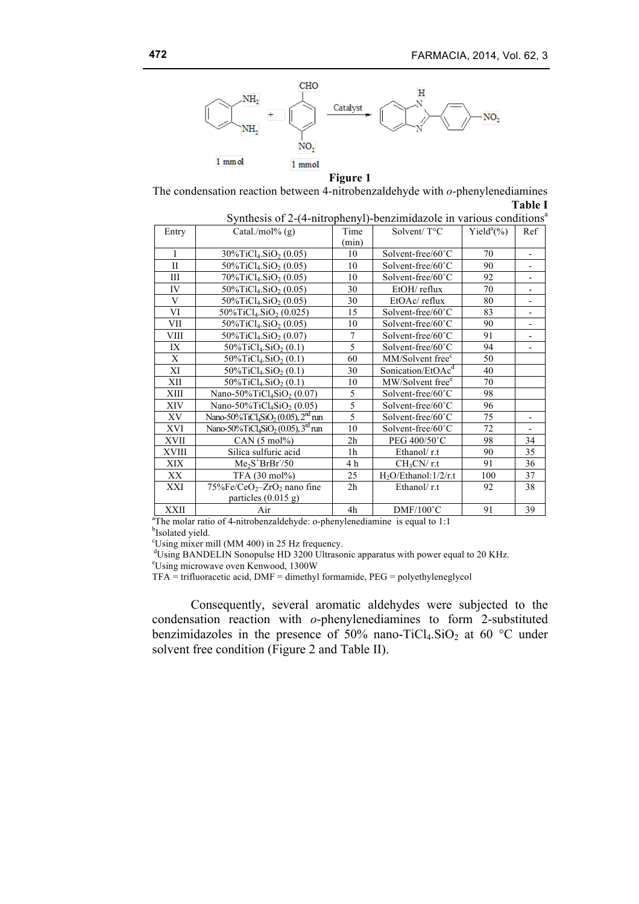**Figure 1**

The condensation reaction between 4-nitrobenzaldehyde with *o*-phenylenediamines

**Table I**

Synthesis of 2-(4-nitrophenyl)-benzimidazole in various conditions[a]

| Entry | Catal./mol% (g) | Time (min) | Solvent/ T°C | Yield[a](%) | Ref |
|---|---|---|---|---|---|
| I | 30%$TiCl_4.SiO_2$ (0.05) | 10 | Solvent-free/60°C | 70 | - |
| II | 50%$TiCl_4.SiO_2$ (0.05) | 10 | Solvent-free/60°C | 90 | - |
| III | 70%$TiCl_4.SiO_2$ (0.05) | 10 | Solvent-free/60°C | 92 | - |
| IV | 50%$TiCl_4.SiO_2$ (0.05) | 30 | EtOH/ reflux | 70 | - |
| V | 50%$TiCl_4.SiO_2$ (0.05) | 30 | EtOAc/ reflux | 80 | - |
| VI | 50%$TiCl_4.SiO_2$ (0.025) | 15 | Solvent-free/60°C | 83 | - |
| VII | 50%$TiCl_4.SiO_2$ (0.05) | 10 | Solvent-free/60°C | 90 | - |
| VIII | 50%$TiCl_4.SiO_2$ (0.07) | 7 | Solvent-free/60°C | 91 | - |
| IX | 50%$TiCl_4.SiO_2$ (0.1) | 5 | Solvent-free/60°C | 94 | - |
| X | 50%$TiCl_4.SiO_2$ (0.1) | 60 | MM/Solvent free[c] | 50 | |
| XI | 50%$TiCl_4.SiO_2$ (0.1) | 30 | Sonication/EtOAc[d] | 40 | |
| XII | 50%$TiCl_4.SiO_2$ (0.1) | 10 | MW/Solvent free[e] | 70 | |
| XIII | Nano-50%$TiCl_4SiO_2$ (0.07) | 5 | Solvent-free/60°C | 98 | |
| XIV | Nano-50%$TiCl_4SiO_2$ (0.05) | 5 | Solvent-free/60°C | 96 | |
| XV | Nano-50%$TiCl_4SiO_2$ (0.05), 2[nd] run | 5 | Solvent-free/60°C | 75 | - |
| XVI | Nano-50%$TiCl_4SiO_2$ (0.05), 3[rd] run | 10 | Solvent-free/60°C | 72 | - |
| XVII | CAN (5 mol%) | 2h | PEG 400/50°C | 98 | 34 |
| XVIII | Silica sulfuric acid | 1h | Ethanol/ r.t | 90 | 35 |
| XIX | $Me_2S^+BrBr^-$/50 | 4 h | $CH_3CN$/ r.t | 91 | 36 |
| XX | TFA (30 mol%) | 25 | $H_2O$/Ethanol:1/2/r.t | 100 | 37 |
| XXI | 75%Fe/$CeO_2$–$ZrO_2$ nano fine particles (0.015 g) | 2h | Ethanol/ r.t | 92 | 38 |
| XXII | Air | 4h | DMF/100°C | 91 | 39 |

[a]The molar ratio of 4-nitrobenzaldehyde: o-phenylenediamine is equal to 1:1
[b]Isolated yield.
[c]Using mixer mill (MM 400) in 25 Hz frequency.
[d]Using BANDELIN Sonopulse HD 3200 Ultrasonic apparatus with power equal to 20 KHz.
[e]Using microwave oven Kenwood, 1300W
TFA = trifluoracetic acid, DMF = dimethyl formamide, PEG = polyethyleneglycol

Consequently, several aromatic aldehydes were subjected to the condensation reaction with *o*-phenylenediamines to form 2-substituted benzimidazoles in the presence of 50% nano-$TiCl_4.SiO_2$ at 60 °C under solvent free condition (Figure 2 and Table II).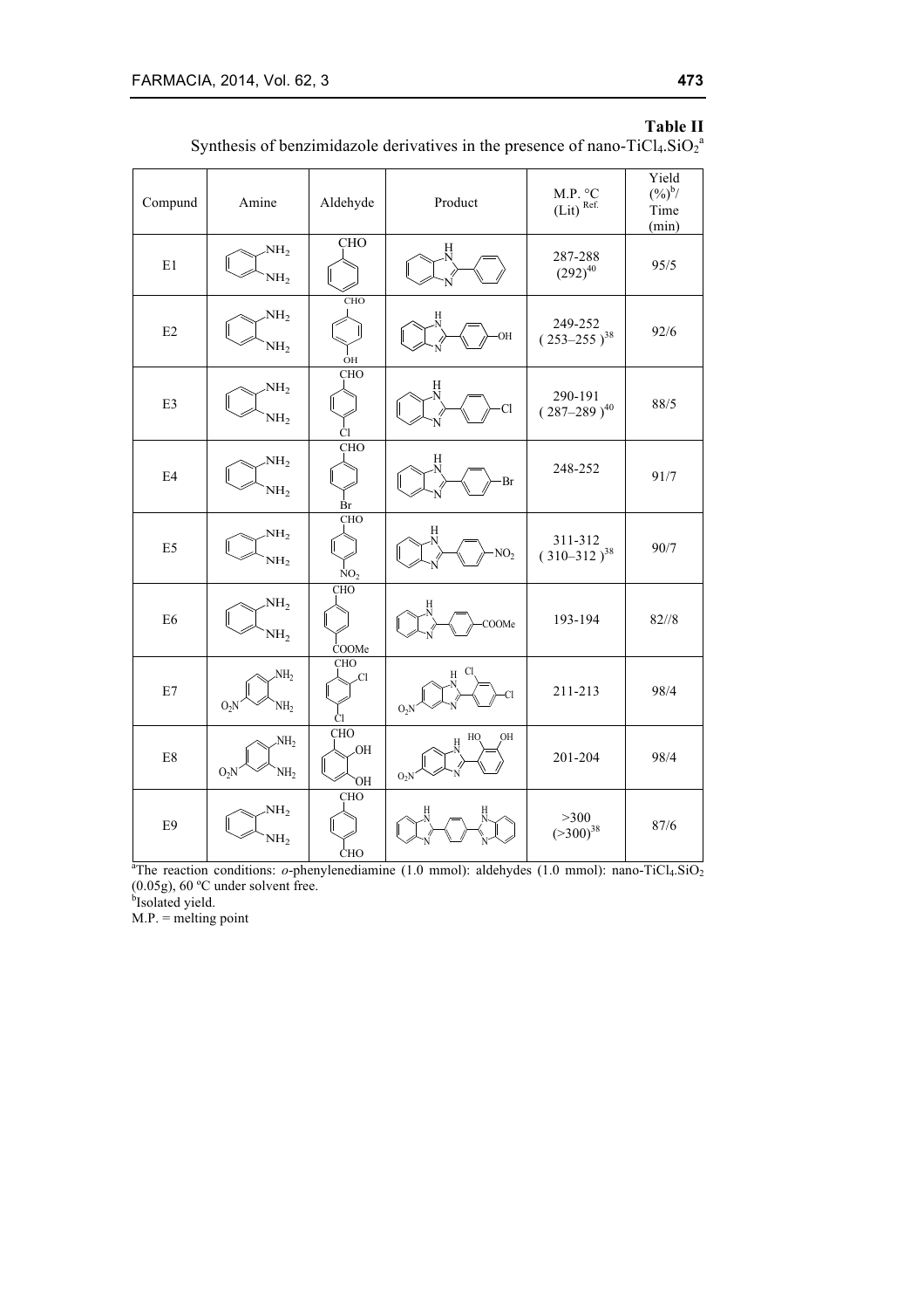**Table II**

Synthesis of benzimidazole derivatives in the presence of nano-$TiCl_4.SiO_2$[a]

| Compund | Amine | Aldehyde | Product | M.P. °C (Lit) Ref. | Yield (%)[b]/ Time (min) |
|---|---|---|---|---|---|
| E1 | | | | 287-288 (292)[40] | 95/5 |
| E2 | | | | 249-252 (253–255)[38] | 92/6 |
| E3 | | | | 290-191 (287–289)[40] | 88/5 |
| E4 | | | | 248-252 | 91/7 |
| E5 | | | | 311-312 (310–312)[38] | 90/7 |
| E6 | | | | 193-194 | 82//8 |
| E7 | | | | 211-213 | 98/4 |
| E8 | | | | 201-204 | 98/4 |
| E9 | | | | >300 (>300)[38] | 87/6 |

[a]The reaction conditions: *o*-phenylenediamine (1.0 mmol): aldehydes (1.0 mmol): nano-$TiCl_4.SiO_2$ (0.05g), 60 ºC under solvent free.

[b]Isolated yield.

M.P. = melting point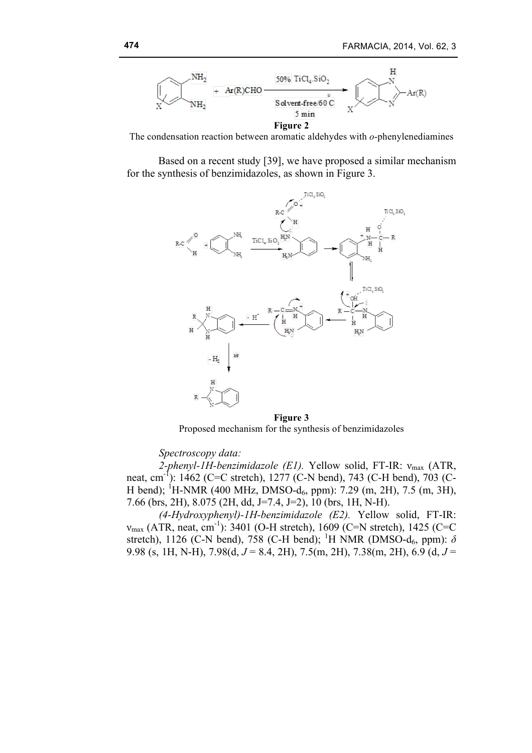**Figure 2**

The condensation reaction between aromatic aldehydes with *o*-phenylenediamines

Based on a recent study [39], we have proposed a similar mechanism for the synthesis of benzimidazoles, as shown in Figure 3.

**Figure 3**

Proposed mechanism for the synthesis of benzimidazoles

*Spectroscopy data:*

*2-phenyl-1H-benzimidazole (E1).* Yellow solid, FT-IR: $\nu_{max}$ (ATR, neat, $cm^{-1}$): 1462 (C=C stretch), 1277 (C-N bend), 743 (C-H bend), 703 (C-H bend); $^{1}$H-NMR (400 MHz, DMSO-$d_6$, ppm): 7.29 (m, 2H), 7.5 (m, 3H), 7.66 (brs, 2H), 8.075 (2H, dd, J=7.4, J=2), 10 (brs, 1H, N-H).

*(4-Hydroxyphenyl)-1H-benzimidazole (E2).* Yellow solid, FT-IR: $\nu_{max}$ (ATR, neat, $cm^{-1}$): 3401 (O-H stretch), 1609 (C=N stretch), 1425 (C=C stretch), 1126 (C-N bend), 758 (C-H bend); $^{1}$H NMR (DMSO-$d_6$, ppm): $\delta$ 9.98 (s, 1H, N-H), 7.98(d, $J$ = 8.4, 2H), 7.5(m, 2H), 7.38(m, 2H), 6.9 (d, $J$ =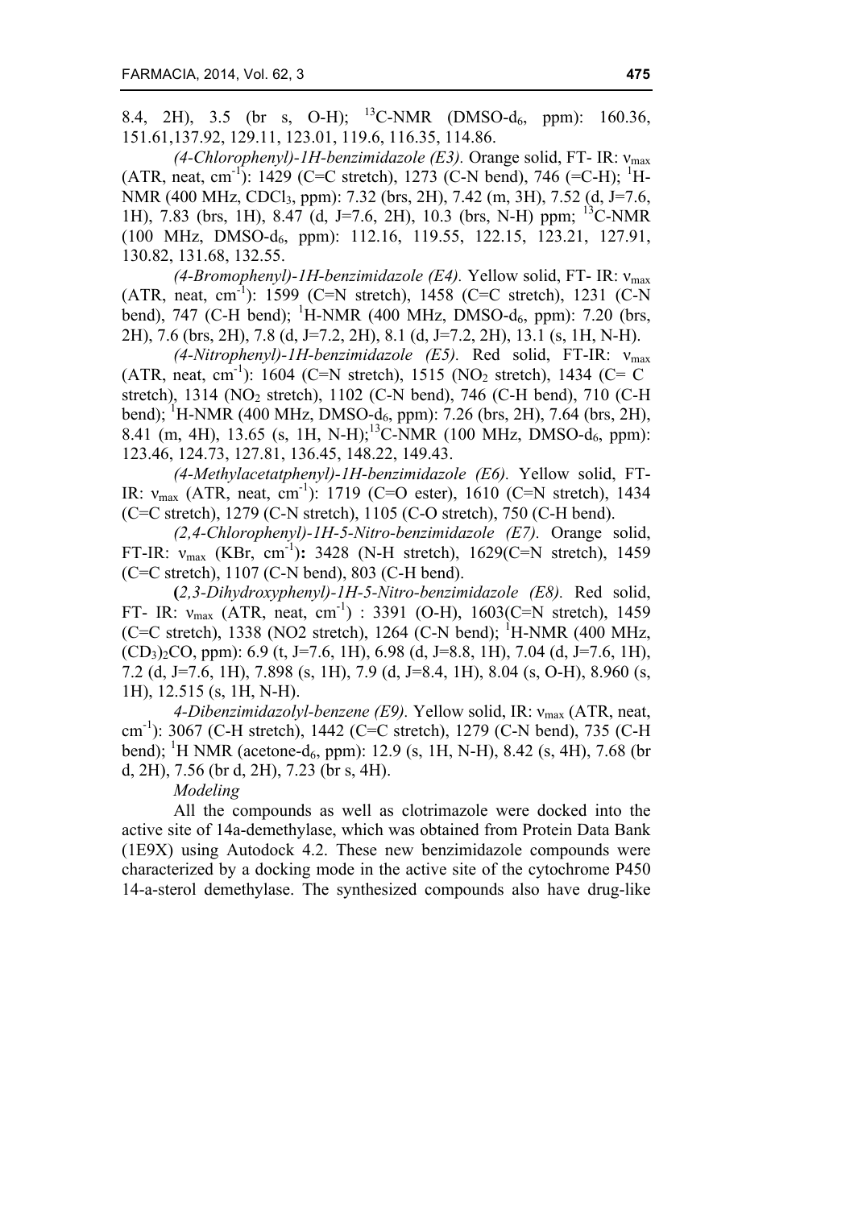8.4, 2H), 3.5 (br s, O-H); $^{13}$C-NMR (DMSO-$d_6$, ppm): 160.36, 151.61,137.92, 129.11, 123.01, 119.6, 116.35, 114.86.

*(4-Chlorophenyl)-1H-benzimidazole (E3).* Orange solid, FT- IR: $\nu_{max}$ (ATR, neat, cm$^{-1}$): 1429 (C=C stretch), 1273 (C-N bend), 746 (=C-H); $^{1}$H-NMR (400 MHz, $CDCl_3$, ppm): 7.32 (brs, 2H), 7.42 (m, 3H), 7.52 (d, J=7.6, 1H), 7.83 (brs, 1H), 8.47 (d, J=7.6, 2H), 10.3 (brs, N-H) ppm; $^{13}$C-NMR (100 MHz, DMSO-$d_6$, ppm): 112.16, 119.55, 122.15, 123.21, 127.91, 130.82, 131.68, 132.55.

*(4-Bromophenyl)-1H-benzimidazole (E4).* Yellow solid, FT- IR: $\nu_{max}$ (ATR, neat, cm$^{-1}$): 1599 (C=N stretch), 1458 (C=C stretch), 1231 (C-N bend), 747 (C-H bend); $^{1}$H-NMR (400 MHz, DMSO-$d_6$, ppm): 7.20 (brs, 2H), 7.6 (brs, 2H), 7.8 (d, J=7.2, 2H), 8.1 (d, J=7.2, 2H), 13.1 (s, 1H, N-H).

*(4-Nitrophenyl)-1H-benzimidazole (E5).* Red solid, FT-IR: $\nu_{max}$ (ATR, neat, cm$^{-1}$): 1604 (C=N stretch), 1515 ($NO_2$ stretch), 1434 (C= C stretch), 1314 ($NO_2$ stretch), 1102 (C-N bend), 746 (C-H bend), 710 (C-H bend); $^{1}$H-NMR (400 MHz, DMSO-$d_6$, ppm): 7.26 (brs, 2H), 7.64 (brs, 2H), 8.41 (m, 4H), 13.65 (s, 1H, N-H);$^{13}$C-NMR (100 MHz, DMSO-$d_6$, ppm): 123.46, 124.73, 127.81, 136.45, 148.22, 149.43.

*(4-Methylacetatphenyl)-1H-benzimidazole (E6).* Yellow solid, FT-IR: $\nu_{max}$ (ATR, neat, cm$^{-1}$): 1719 (C=O ester), 1610 (C=N stretch), 1434 (C=C stretch), 1279 (C-N stretch), 1105 (C-O stretch), 750 (C-H bend).

*(2,4-Chlorophenyl)-1H-5-Nitro-benzimidazole (E7).* Orange solid, FT-IR: $\nu_{max}$ (KBr, cm$^{-1}$)**:** 3428 (N-H stretch), 1629(C=N stretch), 1459 (C=C stretch), 1107 (C-N bend), 803 (C-H bend).

**(***2,3-Dihydroxyphenyl)-1H-5-Nitro-benzimidazole (E8).* Red solid, FT- IR: $\nu_{max}$ (ATR, neat, cm$^{-1}$) : 3391 (O-H), 1603(C=N stretch), 1459 (C=C stretch), 1338 (NO2 stretch), 1264 (C-N bend); $^{1}$H-NMR (400 MHz, $(CD_3)_2CO$, ppm): 6.9 (t, J=7.6, 1H), 6.98 (d, J=8.8, 1H), 7.04 (d, J=7.6, 1H), 7.2 (d, J=7.6, 1H), 7.898 (s, 1H), 7.9 (d, J=8.4, 1H), 8.04 (s, O-H), 8.960 (s, 1H), 12.515 (s, 1H, N-H).

*4-Dibenzimidazolyl-benzene (E9).* Yellow solid, IR: $\nu_{max}$ (ATR, neat, cm$^{-1}$): 3067 (C-H stretch), 1442 (C=C stretch), 1279 (C-N bend), 735 (C-H bend); $^{1}$H NMR (acetone-$d_6$, ppm): 12.9 (s, 1H, N-H), 8.42 (s, 4H), 7.68 (br d, 2H), 7.56 (br d, 2H), 7.23 (br s, 4H).

*Modeling*

All the compounds as well as clotrimazole were docked into the active site of 14a-demethylase, which was obtained from Protein Data Bank (1E9X) using Autodock 4.2. These new benzimidazole compounds were characterized by a docking mode in the active site of the cytochrome P450 14-a-sterol demethylase. The synthesized compounds also have drug-like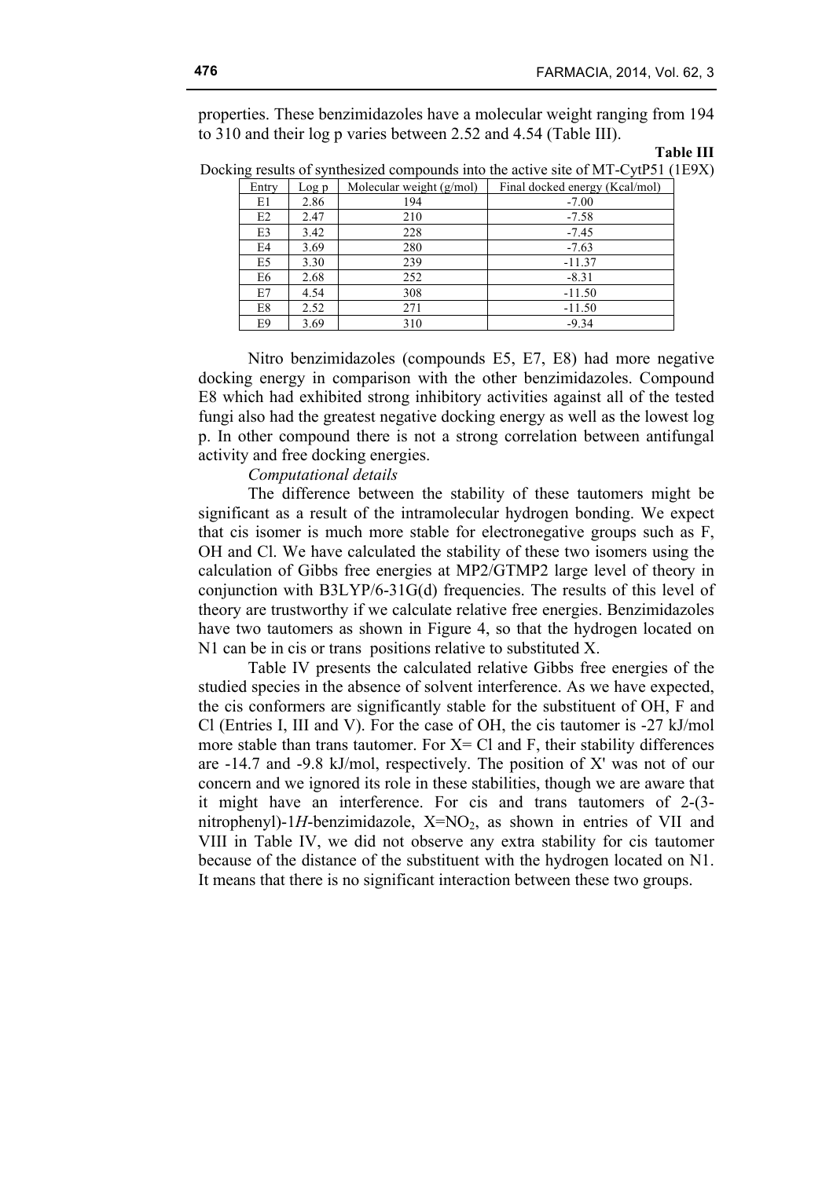properties. These benzimidazoles have a molecular weight ranging from 194 to 310 and their log p varies between 2.52 and 4.54 (Table III).

**Table III**

Docking results of synthesized compounds into the active site of MT-CytP51 (1E9X)

| Entry | Log p | Molecular weight (g/mol) | Final docked energy (Kcal/mol) |
|---|---|---|---|
| E1 | 2.86 | 194 | -7.00 |
| E2 | 2.47 | 210 | -7.58 |
| E3 | 3.42 | 228 | -7.45 |
| E4 | 3.69 | 280 | -7.63 |
| E5 | 3.30 | 239 | -11.37 |
| E6 | 2.68 | 252 | -8.31 |
| E7 | 4.54 | 308 | -11.50 |
| E8 | 2.52 | 271 | -11.50 |
| E9 | 3.69 | 310 | -9.34 |

Nitro benzimidazoles (compounds E5, E7, E8) had more negative docking energy in comparison with the other benzimidazoles. Compound E8 which had exhibited strong inhibitory activities against all of the tested fungi also had the greatest negative docking energy as well as the lowest log p. In other compound there is not a strong correlation between antifungal activity and free docking energies.

*Computational details*

The difference between the stability of these tautomers might be significant as a result of the intramolecular hydrogen bonding. We expect that cis isomer is much more stable for electronegative groups such as F, OH and Cl. We have calculated the stability of these two isomers using the calculation of Gibbs free energies at MP2/GTMP2 large level of theory in conjunction with B3LYP/6-31G(d) frequencies. The results of this level of theory are trustworthy if we calculate relative free energies. Benzimidazoles have two tautomers as shown in Figure 4, so that the hydrogen located on N1 can be in cis or trans positions relative to substituted X.

Table IV presents the calculated relative Gibbs free energies of the studied species in the absence of solvent interference. As we have expected, the cis conformers are significantly stable for the substituent of OH, F and Cl (Entries I, III and V). For the case of OH, the cis tautomer is -27 kJ/mol more stable than trans tautomer. For X= Cl and F, their stability differences are -14.7 and -9.8 kJ/mol, respectively. The position of X' was not of our concern and we ignored its role in these stabilities, though we are aware that it might have an interference. For cis and trans tautomers of 2-(3-nitrophenyl)-1*H*-benzimidazole, X=$NO_2$, as shown in entries of VII and VIII in Table IV, we did not observe any extra stability for cis tautomer because of the distance of the substituent with the hydrogen located on N1. It means that there is no significant interaction between these two groups.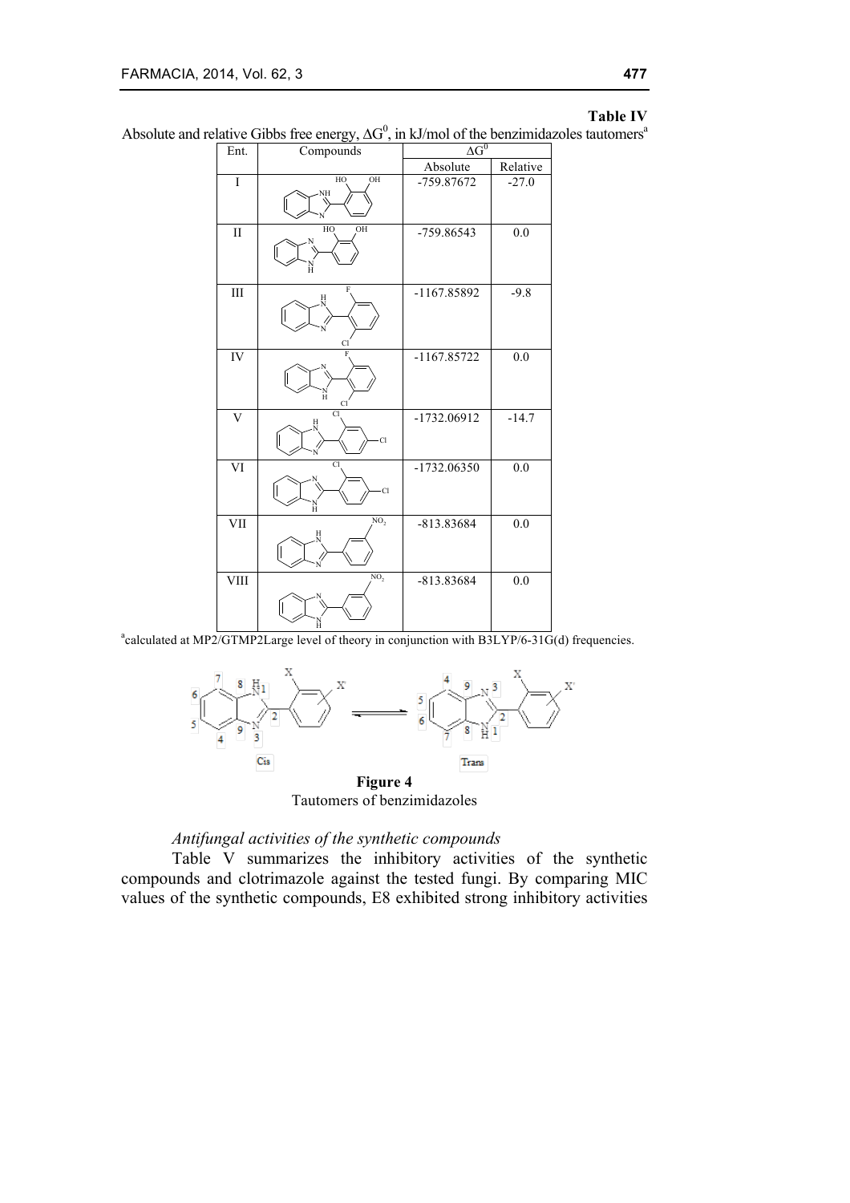**Table IV**

Absolute and relative Gibbs free energy, $\Delta G^0$, in kJ/mol of the benzimidazoles tautomers[a]

| Ent. | Compounds | $\Delta G^0$ | |
|---|---|---|---|
| | | Absolute | Relative |
| I | | -759.87672 | -27.0 |
| II | | -759.86543 | 0.0 |
| III | | -1167.85892 | -9.8 |
| IV | | -1167.85722 | 0.0 |
| V | | -1732.06912 | -14.7 |
| VI | | -1732.06350 | 0.0 |
| VII | | -813.83684 | 0.0 |
| VIII | | -813.83684 | 0.0 |

[a]calculated at MP2/GTMP2Large level of theory in conjunction with B3LYP/6-31G(d) frequencies.

**Figure 4**
Tautomers of benzimidazoles

*Antifungal activities of the synthetic compounds*

Table V summarizes the inhibitory activities of the synthetic compounds and clotrimazole against the tested fungi. By comparing MIC values of the synthetic compounds, E8 exhibited strong inhibitory activities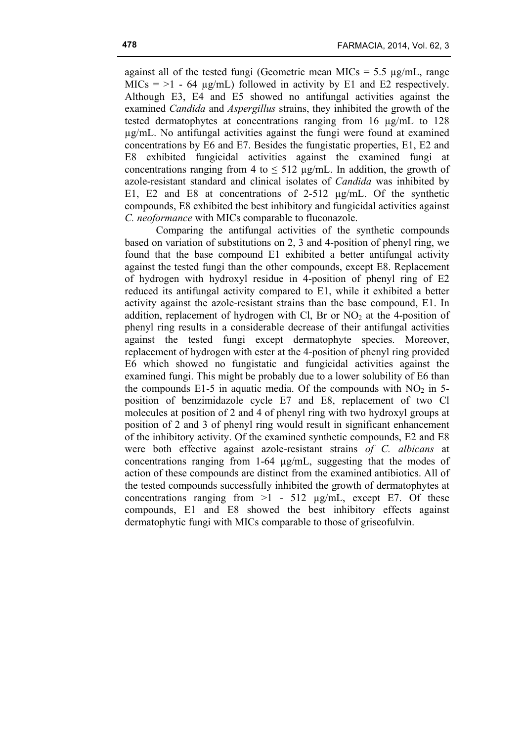against all of the tested fungi (Geometric mean MICs = 5.5 µg/mL, range MICs = >1 - 64 µg/mL) followed in activity by E1 and E2 respectively. Although E3, E4 and E5 showed no antifungal activities against the examined *Candida* and *Aspergillus* strains, they inhibited the growth of the tested dermatophytes at concentrations ranging from 16 µg/mL to 128 µg/mL. No antifungal activities against the fungi were found at examined concentrations by E6 and E7. Besides the fungistatic properties, E1, E2 and E8 exhibited fungicidal activities against the examined fungi at concentrations ranging from 4 to ≤ 512 µg/mL. In addition, the growth of azole-resistant standard and clinical isolates of *Candida* was inhibited by E1, E2 and E8 at concentrations of 2-512 µg/mL. Of the synthetic compounds, E8 exhibited the best inhibitory and fungicidal activities against *C. neoformance* with MICs comparable to fluconazole.

Comparing the antifungal activities of the synthetic compounds based on variation of substitutions on 2, 3 and 4-position of phenyl ring, we found that the base compound E1 exhibited a better antifungal activity against the tested fungi than the other compounds, except E8. Replacement of hydrogen with hydroxyl residue in 4-position of phenyl ring of E2 reduced its antifungal activity compared to E1, while it exhibited a better activity against the azole-resistant strains than the base compound, E1. In addition, replacement of hydrogen with Cl, Br or $NO_2$ at the 4-position of phenyl ring results in a considerable decrease of their antifungal activities against the tested fungi except dermatophyte species. Moreover, replacement of hydrogen with ester at the 4-position of phenyl ring provided E6 which showed no fungistatic and fungicidal activities against the examined fungi. This might be probably due to a lower solubility of E6 than the compounds E1-5 in aquatic media. Of the compounds with $NO_2$ in 5-position of benzimidazole cycle E7 and E8, replacement of two Cl molecules at position of 2 and 4 of phenyl ring with two hydroxyl groups at position of 2 and 3 of phenyl ring would result in significant enhancement of the inhibitory activity. Of the examined synthetic compounds, E2 and E8 were both effective against azole-resistant strains *of C. albicans* at concentrations ranging from 1-64 µg/mL, suggesting that the modes of action of these compounds are distinct from the examined antibiotics. All of the tested compounds successfully inhibited the growth of dermatophytes at concentrations ranging from >1 - 512 µg/mL, except E7. Of these compounds, E1 and E8 showed the best inhibitory effects against dermatophytic fungi with MICs comparable to those of griseofulvin.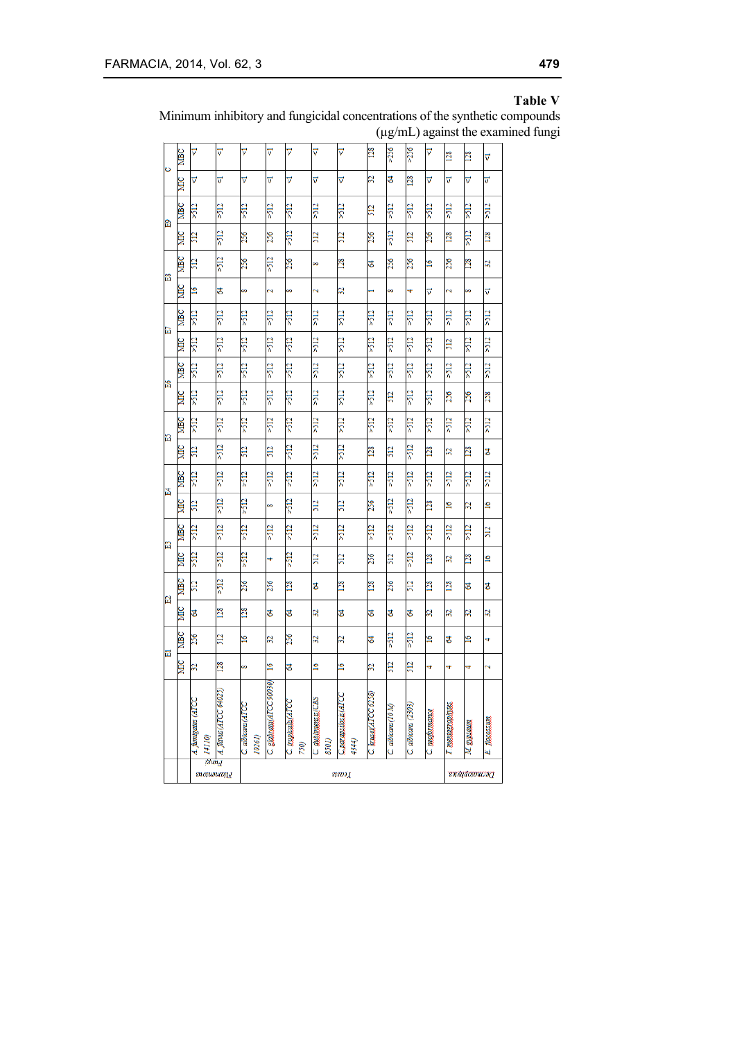**Table V**

Minimum inhibitory and fungicidal concentrations of the synthetic compounds (μg/mL) against the examined fungi

| | | E1 | | E2 | | E3 | | E4 | | E5 | | E6 | | E7 | | E8 | | E9 | | C | |
|---|---|---|---|---|---|---|---|---|---|---|---|---|---|---|---|---|---|---|---|---|---|
| | | MIC | MBC | MIC | MBC | MIC | MBC | MIC | MBC | MIC | MBC | MIC | MBC | MIC | MBC | MIC | MBC | MIC | MBC | MIC | MBC |
| Filamentous fungi | *A. fumigatus* (ATCC 14110) | 32 | 256 | 64 | 512 | >512 | >512 | 512 | >512 | 512 | >512 | >512 | >512 | >512 | >512 | 16 | 512 | 512 | >512 | <1 | <1 |
| | *A. flavus* (ATCC 64025) | 128 | 512 | 128 | >512 | >512 | >512 | >512 | >512 | >512 | >512 | >512 | >512 | >512 | >512 | 64 | >512 | >512 | >512 | <1 | <1 |
| Yeasts | *C. albicans* (ATCC 10231) | 8 | 16 | 128 | 256 | >512 | >512 | >512 | >512 | 512 | >512 | >512 | >512 | >512 | >512 | 8 | 256 | 256 | >512 | <1 | <1 |
| | *C. glabrata* (ATCC 90030) | 16 | 32 | 64 | 256 | 4 | >512 | 8 | >512 | 512 | >512 | >512 | >512 | >512 | >512 | 2 | >512 | 256 | >512 | <1 | <1 |
| | *C. tropicalis* (ATCC 750) | 64 | 256 | 64 | 128 | >512 | >512 | >512 | >512 | >512 | >512 | >512 | >512 | >512 | >512 | 8 | 256 | >512 | >512 | <1 | <1 |
| | *C. dubliniensis* (CBS 8501) | 16 | 32 | 32 | 64 | 512 | >512 | 512 | >512 | >512 | >512 | >512 | >512 | >512 | >512 | 2 | 8 | 512 | >512 | <1 | <1 |
| | *C. parapsilosis* (ATCC 4344) | 16 | 32 | 64 | 128 | 512 | >512 | 512 | >512 | >512 | >512 | >512 | >512 | >512 | >512 | 32 | 128 | 512 | >512 | <1 | <1 |
| | *C. krusei* (ATCC 6258) | 32 | 64 | 64 | 128 | 256 | >512 | 256 | >512 | 128 | >512 | >512 | >512 | >512 | >512 | 1 | 64 | 256 | 512 | 32 | 128 |
| | *C. albicans* (10/J) | 512 | >512 | 64 | 256 | 512 | >512 | >512 | >512 | 512 | >512 | 512 | >512 | >512 | >512 | 8 | 256 | >512 | >512 | 64 | >256 |
| | *C. albicans* (2503) | 512 | >512 | 64 | 512 | >512 | >512 | >512 | >512 | >512 | >512 | >512 | >512 | >512 | >512 | 4 | 256 | 512 | >512 | 128 | >256 |
| | *C. norvegensis* | 4 | 16 | 32 | 128 | 128 | >512 | 128 | >512 | 128 | >512 | >512 | >512 | >512 | >512 | <1 | 16 | 256 | >512 | <1 | <1 |
| Dermatophytes | *T. mentagrophytes* | 4 | 64 | 32 | 128 | 32 | >512 | 16 | >512 | 32 | >512 | 256 | >512 | 512 | >512 | 2 | 256 | 128 | >512 | <1 | 128 |
| | *M. gypseum* | 4 | 16 | 32 | 64 | 128 | >512 | 32 | >512 | 128 | >512 | 256 | >512 | >512 | >512 | 8 | 128 | >512 | >512 | <1 | 128 |
| | *E. floccosum* | 2 | 4 | 32 | 64 | 16 | 512 | 16 | >512 | 64 | >512 | 258 | >512 | >512 | >512 | <1 | 32 | 128 | >512 | <1 | <1 |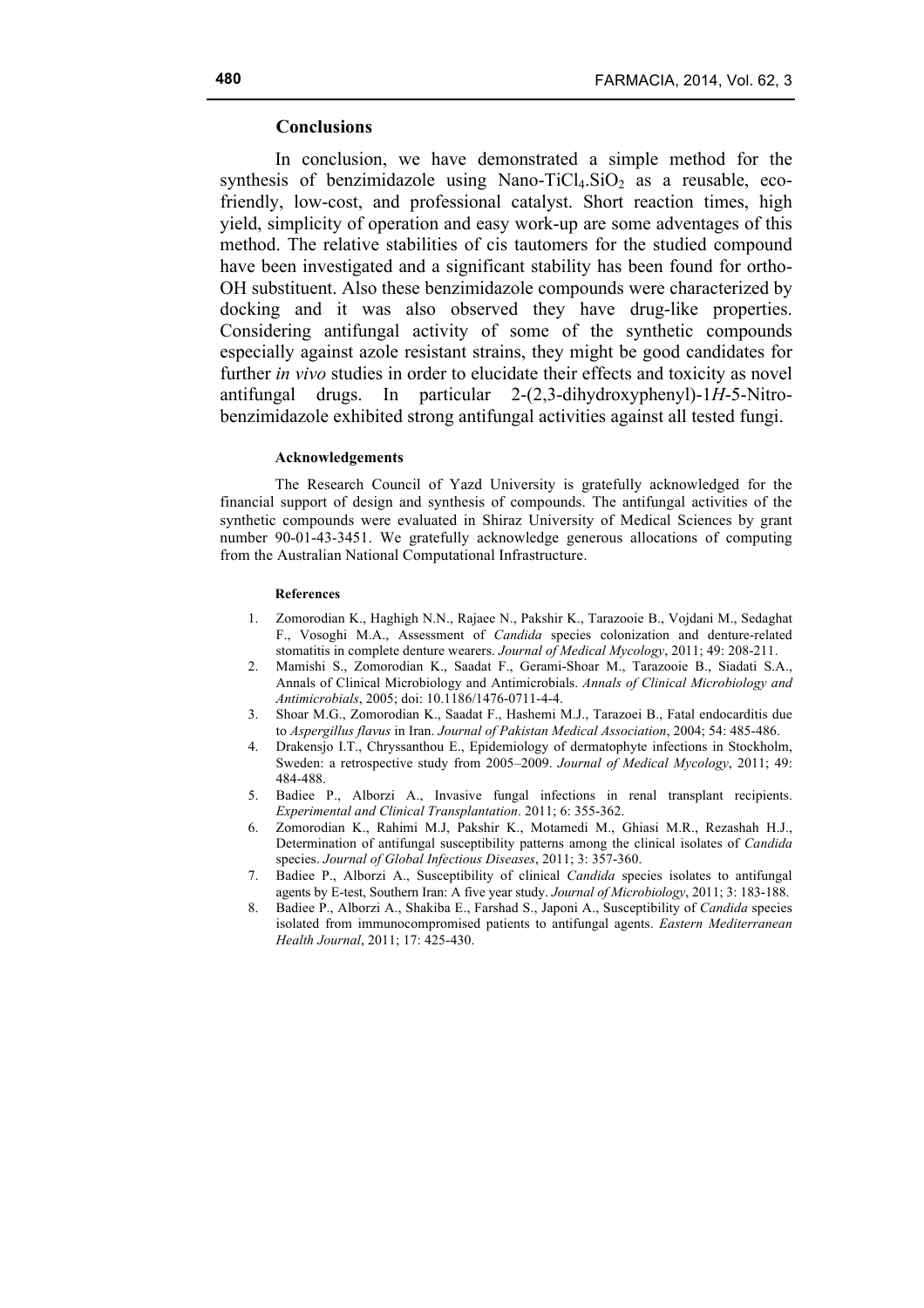## Conclusions

In conclusion, we have demonstrated a simple method for the synthesis of benzimidazole using Nano-$TiCl_4.SiO_2$ as a reusable, eco-friendly, low-cost, and professional catalyst. Short reaction times, high yield, simplicity of operation and easy work-up are some advantages of this method. The relative stabilities of cis tautomers for the studied compound have been investigated and a significant stability has been found for ortho-OH substituent. Also these benzimidazole compounds were characterized by docking and it was also observed they have drug-like properties. Considering antifungal activity of some of the synthetic compounds especially against azole resistant strains, they might be good candidates for further *in vivo* studies in order to elucidate their effects and toxicity as novel antifungal drugs. In particular 2-(2,3-dihydroxyphenyl)-1*H*-5-Nitro-benzimidazole exhibited strong antifungal activities against all tested fungi.

### Acknowledgements

The Research Council of Yazd University is gratefully acknowledged for the financial support of design and synthesis of compounds. The antifungal activities of the synthetic compounds were evaluated in Shiraz University of Medical Sciences by grant number 90-01-43-3451. We gratefully acknowledge generous allocations of computing from the Australian National Computational Infrastructure.

### References

1. Zomorodian K., Haghigh N.N., Rajaee N., Pakshir K., Tarazooie B., Vojdani M., Sedaghat F., Vosoghi M.A., Assessment of *Candida* species colonization and denture-related stomatitis in complete denture wearers. *Journal of Medical Mycology*, 2011; 49: 208-211.
2. Mamishi S., Zomorodian K., Saadat F., Gerami-Shoar M., Tarazooie B., Siadati S.A., Annals of Clinical Microbiology and Antimicrobials. *Annals of Clinical Microbiology and Antimicrobials*, 2005; doi: 10.1186/1476-0711-4-4.
3. Shoar M.G., Zomorodian K., Saadat F., Hashemi M.J., Tarazoei B., Fatal endocarditis due to *Aspergillus flavus* in Iran. *Journal of Pakistan Medical Association*, 2004; 54: 485-486.
4. Drakensjo I.T., Chryssanthou E., Epidemiology of dermatophyte infections in Stockholm, Sweden: a retrospective study from 2005–2009. *Journal of Medical Mycology*, 2011; 49: 484-488.
5. Badiee P., Alborzi A., Invasive fungal infections in renal transplant recipients. *Experimental and Clinical Transplantation*. 2011; 6: 355-362.
6. Zomorodian K., Rahimi M.J, Pakshir K., Motamedi M., Ghiasi M.R., Rezashah H.J., Determination of antifungal susceptibility patterns among the clinical isolates of *Candida* species. *Journal of Global Infectious Diseases*, 2011; 3: 357-360.
7. Badiee P., Alborzi A., Susceptibility of clinical *Candida* species isolates to antifungal agents by E-test, Southern Iran: A five year study. *Journal of Microbiology*, 2011; 3: 183-188.
8. Badiee P., Alborzi A., Shakiba E., Farshad S., Japoni A., Susceptibility of *Candida* species isolated from immunocompromised patients to antifungal agents. *Eastern Mediterranean Health Journal*, 2011; 17: 425-430.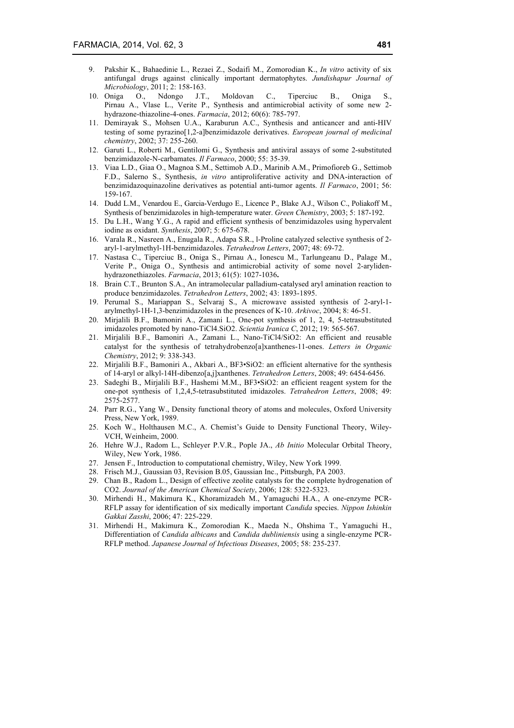9. Pakshir K., Bahaedinie L., Rezaei Z., Sodaifi M., Zomorodian K., *In vitro* activity of six antifungal drugs against clinically important dermatophytes. *Jundishapur Journal of Microbiology*, 2011; 2: 158-163.
10. Oniga O., Ndongo J.T., Moldovan C., Tiperciuc B., Oniga S., Pirnau A., Vlase L., Verite P., Synthesis and antimicrobial activity of some new 2-hydrazone-thiazoline-4-ones. *Farmacia*, 2012; 60(6): 785-797.
11. Demirayak S., Mohsen U.A., Karaburun A.C., Synthesis and anticancer and anti-HIV testing of some pyrazino[1,2-a]benzimidazole derivatives. *European journal of medicinal chemistry*, 2002; 37: 255-260.
12. Garuti L., Roberti M., Gentilomi G., Synthesis and antiviral assays of some 2-substituted benzimidazole-N-carbamates. *Il Farmaco*, 2000; 55: 35-39.
13. Viaa L.D., Giaa O., Magnoa S.M., Settimob A.D., Marinib A.M., Primofioreb G., Settimob F.D., Salerno S., Synthesis, *in vitro* antiproliferative activity and DNA-interaction of benzimidazoquinazoline derivatives as potential anti-tumor agents. *Il Farmaco*, 2001; 56: 159-167.
14. Dudd L.M., Venardou E., Garcia-Verdugo E., Licence P., Blake A.J., Wilson C., Poliakoff M., Synthesis of benzimidazoles in high-temperature water. *Green Chemistry*, 2003; 5: 187-192.
15. Du L.H., Wang Y.G., A rapid and efficient synthesis of benzimidazoles using hypervalent iodine as oxidant. *Synthesis*, 2007; 5: 675-678.
16. Varala R., Nasreen A., Enugala R., Adapa S.R., l-Proline catalyzed selective synthesis of 2-aryl-1-arylmethyl-1H-benzimidazoles. *Tetrahedron Letters*, 2007; 48: 69-72.
17. Nastasa C., Tiperciuc B., Oniga S., Pirnau A., Ionescu M., Tarlungeanu D., Palage M., Verite P., Oniga O., Synthesis and antimicrobial activity of some novel 2-arylidenhydrazonethiazoles. *Farmacia*, 2013; 61(5): 1027-1036**.**
18. Brain C.T., Brunton S.A., An intramolecular palladium-catalysed aryl amination reaction to produce benzimidazoles. *Tetrahedron Letters*, 2002; 43: 1893-1895.
19. Perumal S., Mariappan S., Selvaraj S., A microwave assisted synthesis of 2-aryl-1-arylmethyl-1H-1,3-benzimidazoles in the presences of K-10. *Arkivoc*, 2004; 8: 46-51.
20. Mirjalili B.F., Bamoniri A., Zamani L., One-pot synthesis of 1, 2, 4, 5-tetrasubstituted imidazoles promoted by nano-TiCl4.SiO2. *Scientia Iranica C*, 2012; 19: 565-567.
21. Mirjalili B.F., Bamoniri A., Zamani L., Nano-TiCl4/SiO2: An efficient and reusable catalyst for the synthesis of tetrahydrobenzo[a]xanthenes-11-ones. *Letters in Organic Chemistry*, 2012; 9: 338-343.
22. Mirjalili B.F., Bamoniri A., Akbari A., BF3•SiO2: an efficient alternative for the synthesis of 14-aryl or alkyl-14H-dibenzo[a,j]xanthenes. *Tetrahedron Letters*, 2008; 49: 6454-6456.
23. Sadeghi B., Mirjalili B.F., Hashemi M.M., BF3•SiO2: an efficient reagent system for the one-pot synthesis of 1,2,4,5-tetrasubstituted imidazoles. *Tetrahedron Letters*, 2008; 49: 2575-2577.
24. Parr R.G., Yang W., Density functional theory of atoms and molecules, Oxford University Press, New York, 1989.
25. Koch W., Holthausen M.C., A. Chemist's Guide to Density Functional Theory, Wiley-VCH, Weinheim, 2000.
26. Hehre W.J., Radom L., Schleyer P.V.R., Pople JA., *Ab Initio* Molecular Orbital Theory, Wiley, New York, 1986.
27. Jensen F., Introduction to computational chemistry, Wiley, New York 1999.
28. Frisch M.J., Gaussian 03, Revision B.05, Gaussian Inc., Pittsburgh, PA 2003.
29. Chan B., Radom L., Design of effective zeolite catalysts for the complete hydrogenation of CO2. *Journal of the American Chemical Society*, 2006; 128: 5322-5323.
30. Mirhendi H., Makimura K., Khoramizadeh M., Yamaguchi H.A., A one-enzyme PCR-RFLP assay for identification of six medically important *Candida* species. *Nippon Ishinkin Gakkai Zasshi*, 2006; 47: 225-229.
31. Mirhendi H., Makimura K., Zomorodian K., Maeda N., Ohshima T., Yamaguchi H., Differentiation of *Candida albicans* and *Candida dubliniensis* using a single-enzyme PCR-RFLP method. *Japanese Journal of Infectious Diseases*, 2005; 58: 235-237.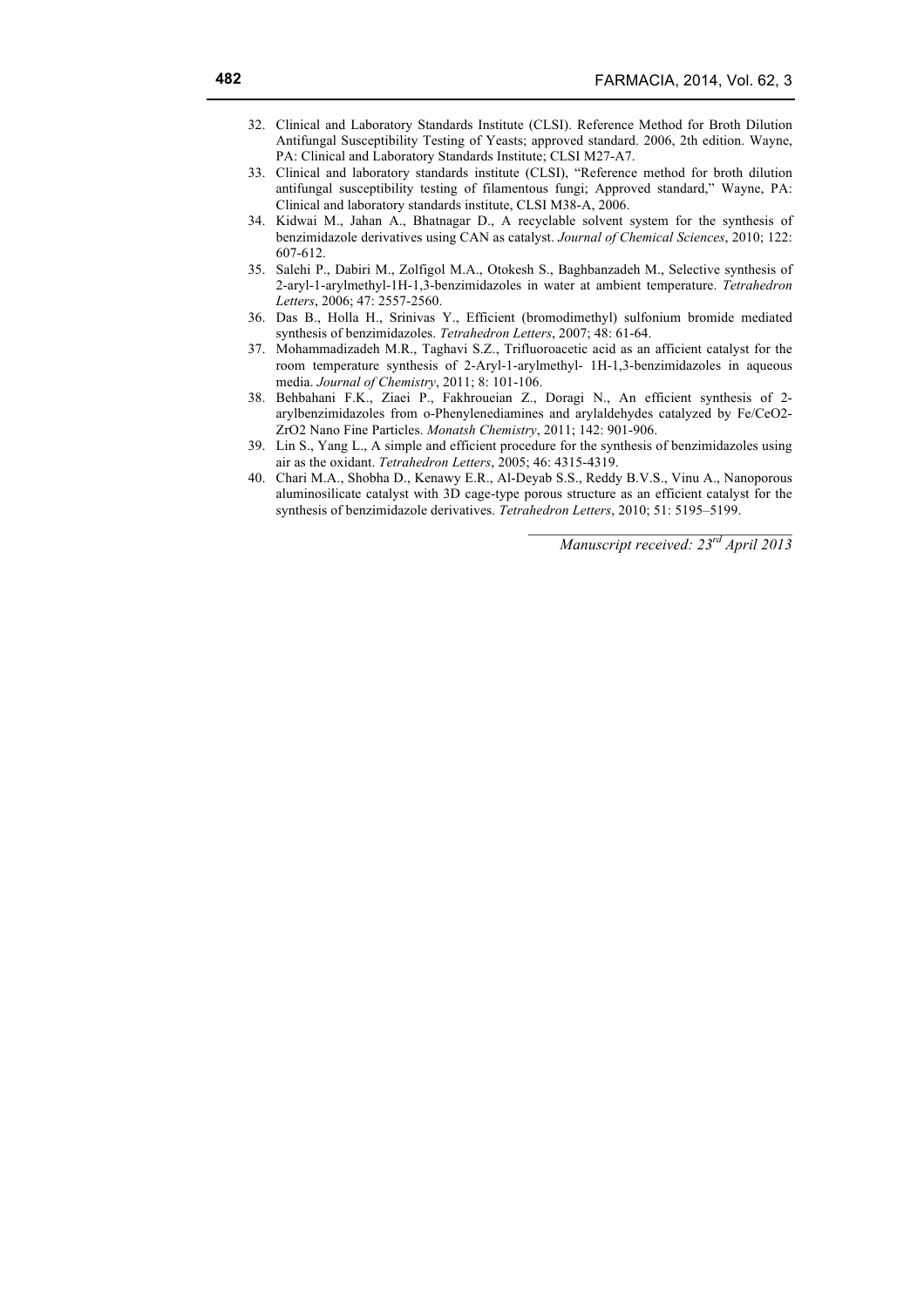32. Clinical and Laboratory Standards Institute (CLSI). Reference Method for Broth Dilution Antifungal Susceptibility Testing of Yeasts; approved standard. 2006, 2th edition. Wayne, PA: Clinical and Laboratory Standards Institute; CLSI M27-A7.
33. Clinical and laboratory standards institute (CLSI), "Reference method for broth dilution antifungal susceptibility testing of filamentous fungi; Approved standard," Wayne, PA: Clinical and laboratory standards institute, CLSI M38-A, 2006.
34. Kidwai M., Jahan A., Bhatnagar D., A recyclable solvent system for the synthesis of benzimidazole derivatives using CAN as catalyst. *Journal of Chemical Sciences*, 2010; 122: 607-612.
35. Salehi P., Dabiri M., Zolfigol M.A., Otokesh S., Baghbanzadeh M., Selective synthesis of 2-aryl-1-arylmethyl-1H-1,3-benzimidazoles in water at ambient temperature. *Tetrahedron Letters*, 2006; 47: 2557-2560.
36. Das B., Holla H., Srinivas Y., Efficient (bromodimethyl) sulfonium bromide mediated synthesis of benzimidazoles. *Tetrahedron Letters*, 2007; 48: 61-64.
37. Mohammadizadeh M.R., Taghavi S.Z., Trifluoroacetic acid as an afficient catalyst for the room temperature synthesis of 2-Aryl-1-arylmethyl- 1H-1,3-benzimidazoles in aqueous media. *Journal of Chemistry*, 2011; 8: 101-106.
38. Behbahani F.K., Ziaei P., Fakhroueian Z., Doragi N., An efficient synthesis of 2-arylbenzimidazoles from o-Phenylenediamines and arylaldehydes catalyzed by Fe/CeO2-ZrO2 Nano Fine Particles. *Monatsh Chemistry*, 2011; 142: 901-906.
39. Lin S., Yang L., A simple and efficient procedure for the synthesis of benzimidazoles using air as the oxidant. *Tetrahedron Letters*, 2005; 46: 4315-4319.
40. Chari M.A., Shobha D., Kenawy E.R., Al-Deyab S.S., Reddy B.V.S., Vinu A., Nanoporous aluminosilicate catalyst with 3D cage-type porous structure as an efficient catalyst for the synthesis of benzimidazole derivatives. *Tetrahedron Letters*, 2010; 51: 5195–5199.

*Manuscript received: 23rd April 2013*